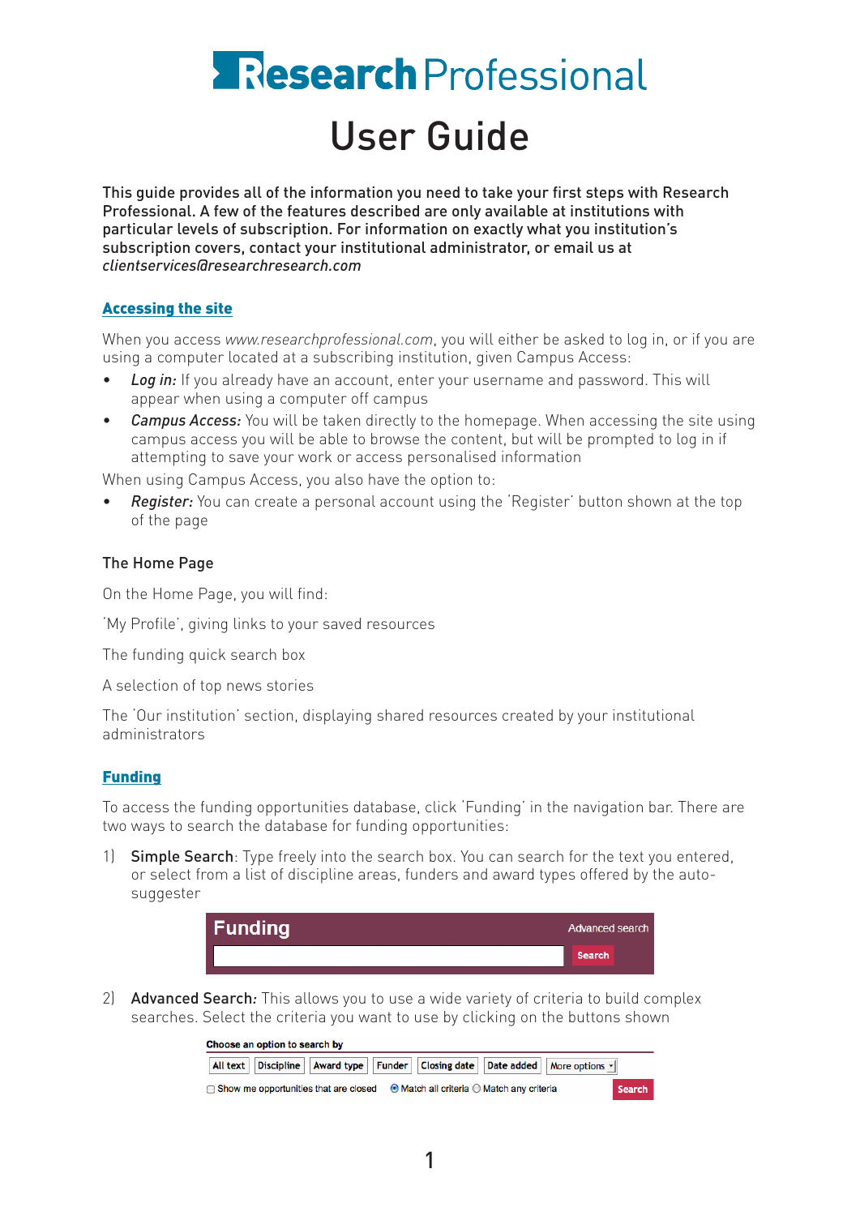# Research Professional

# User Guide

**This guide provides all of the information you need to take your first steps with Research Professional. A few of the features described are only available at institutions with particular levels of subscription. For information on exactly what you institution's subscription covers, contact your institutional administrator, or email us at** *clientservices@researchresearch.com*

## Accessing the site

When you access *www.researchprofessional.com*, you will either be asked to log in, or if you are using a computer located at a subscribing institution, given Campus Access:

- ***Log in:*** If you already have an account, enter your username and password. This will appear when using a computer off campus
- ***Campus Access:*** You will be taken directly to the homepage. When accessing the site using campus access you will be able to browse the content, but will be prompted to log in if attempting to save your work or access personalised information

When using Campus Access, you also have the option to:

- ***Register:*** You can create a personal account using the 'Register' button shown at the top of the page

### The Home Page

On the Home Page, you will find:

'My Profile', giving links to your saved resources

The funding quick search box

A selection of top news stories

The 'Our institution' section, displaying shared resources created by your institutional administrators

## Funding

To access the funding opportunities database, click 'Funding' in the navigation bar. There are two ways to search the database for funding opportunities:

1) Simple Search: Type freely into the search box. You can search for the text you entered, or select from a list of discipline areas, funders and award types offered by the auto-suggester

   Funding | Advanced search | Search

2) Advanced Search*:* This allows you to use a wide variety of criteria to build complex searches. Select the criteria you want to use by clicking on the buttons shown

   Choose an option to search by
   All text | Discipline | Award type | Funder | Closing date | Date added | More options
   Show me opportunities that are closed | Match all criteria | Match any criteria | Search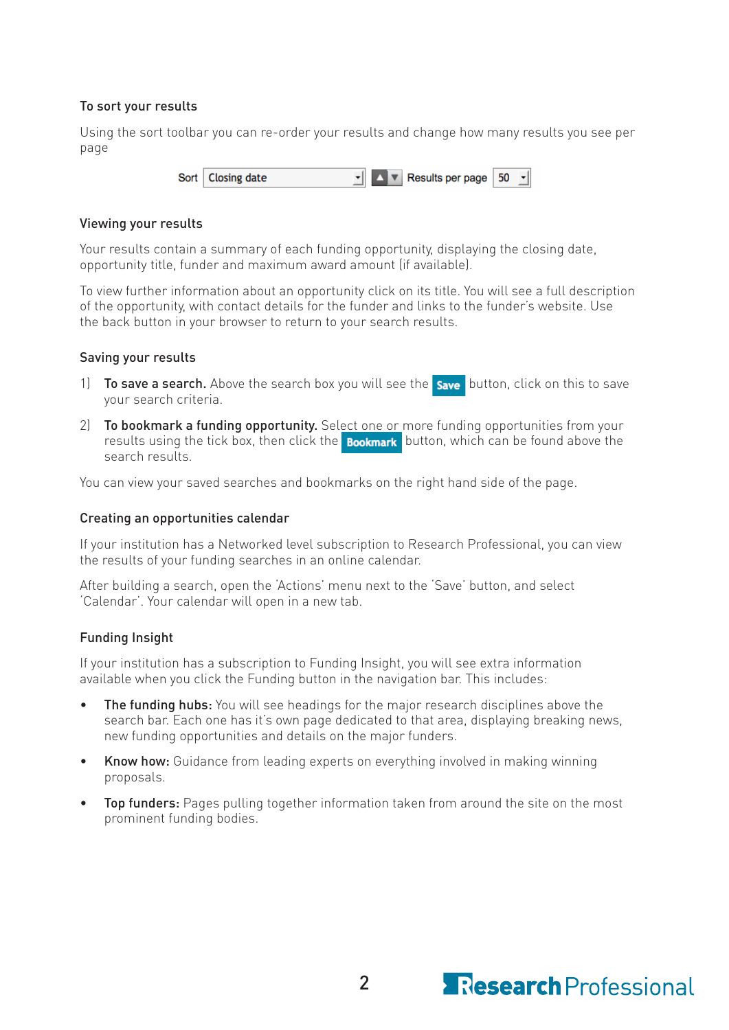### To sort your results

Using the sort toolbar you can re-order your results and change how many results you see per page

Sort [Closing date] ▲▼ Results per page [50]

### Viewing your results

Your results contain a summary of each funding opportunity, displaying the closing date, opportunity title, funder and maximum award amount (if available).

To view further information about an opportunity click on its title. You will see a full description of the opportunity, with contact details for the funder and links to the funder's website. Use the back button in your browser to return to your search results.

### Saving your results

1) **To save a search.** Above the search box you will see the **Save** button, click on this to save your search criteria.

2) **To bookmark a funding opportunity.** Select one or more funding opportunities from your results using the tick box, then click the **Bookmark** button, which can be found above the search results.

You can view your saved searches and bookmarks on the right hand side of the page.

### Creating an opportunities calendar

If your institution has a Networked level subscription to Research Professional, you can view the results of your funding searches in an online calendar.

After building a search, open the 'Actions' menu next to the 'Save' button, and select 'Calendar'. Your calendar will open in a new tab.

### Funding Insight

If your institution has a subscription to Funding Insight, you will see extra information available when you click the Funding button in the navigation bar. This includes:

- **The funding hubs:** You will see headings for the major research disciplines above the search bar. Each one has it's own page dedicated to that area, displaying breaking news, new funding opportunities and details on the major funders.
- **Know how:** Guidance from leading experts on everything involved in making winning proposals.
- **Top funders:** Pages pulling together information taken from around the site on the most prominent funding bodies.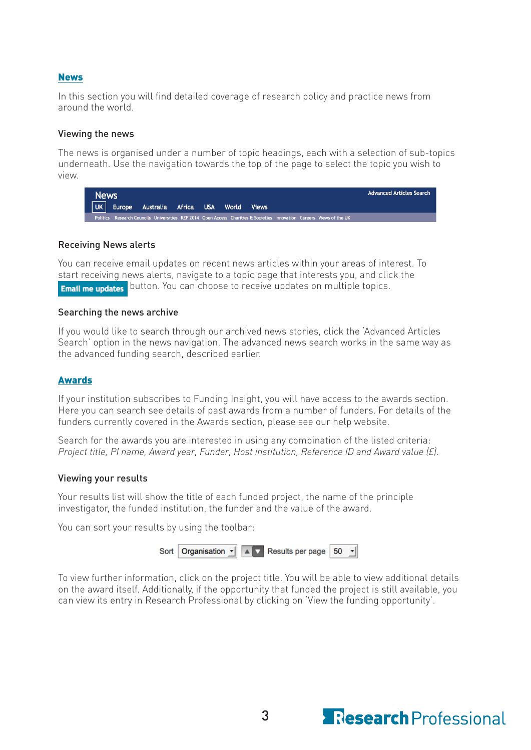## News

In this section you will find detailed coverage of research policy and practice news from around the world.

### Viewing the news

The news is organised under a number of topic headings, each with a selection of sub-topics underneath. Use the navigation towards the top of the page to select the topic you wish to view.

### Receiving News alerts

You can receive email updates on recent news articles within your areas of interest. To start receiving news alerts, navigate to a topic page that interests you, and click the **Email me updates** button. You can choose to receive updates on multiple topics.

### Searching the news archive

If you would like to search through our archived news stories, click the 'Advanced Articles Search' option in the news navigation. The advanced news search works in the same way as the advanced funding search, described earlier.

## Awards

If your institution subscribes to Funding Insight, you will have access to the awards section. Here you can search see details of past awards from a number of funders. For details of the funders currently covered in the Awards section, please see our help website.

Search for the awards you are interested in using any combination of the listed criteria: *Project title, PI name, Award year, Funder, Host institution, Reference ID and Award value (£).*

### Viewing your results

Your results list will show the title of each funded project, the name of the principle investigator, the funded institution, the funder and the value of the award.

You can sort your results by using the toolbar:

To view further information, click on the project title. You will be able to view additional details on the award itself. Additionally, if the opportunity that funded the project is still available, you can view its entry in Research Professional by clicking on 'View the funding opportunity'.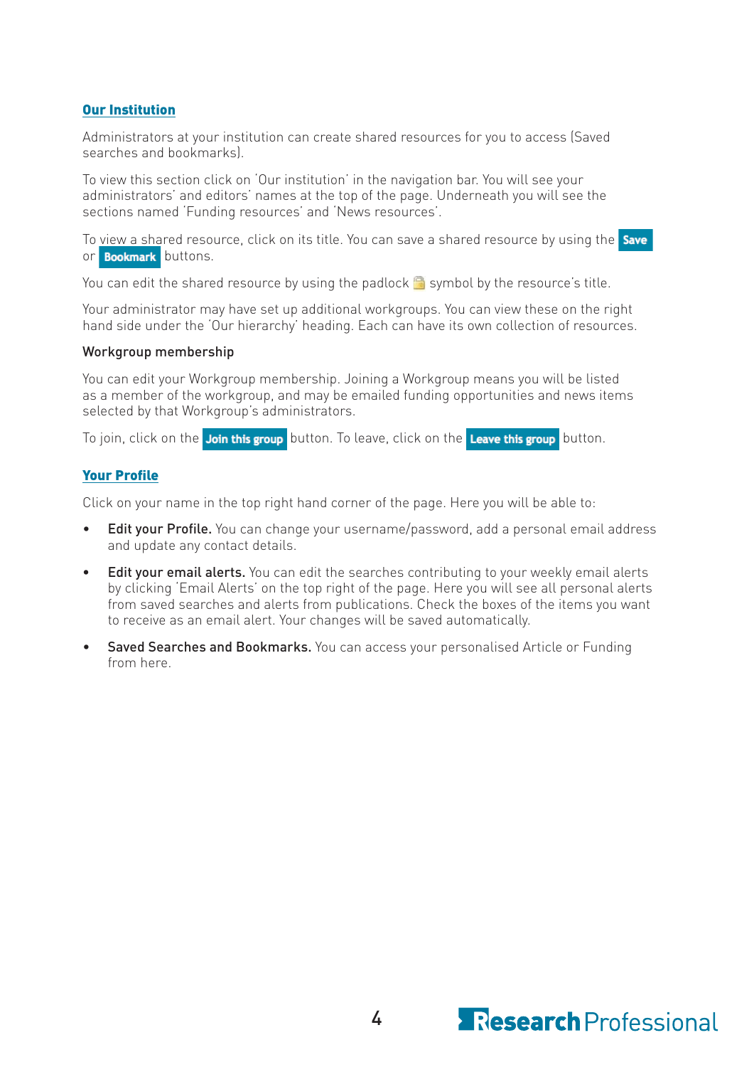## Our Institution

Administrators at your institution can create shared resources for you to access (Saved searches and bookmarks).

To view this section click on 'Our institution' in the navigation bar. You will see your administrators' and editors' names at the top of the page. Underneath you will see the sections named 'Funding resources' and 'News resources'.

To view a shared resource, click on its title. You can save a shared resource by using the **Save** or **Bookmark** buttons.

You can edit the shared resource by using the padlock symbol by the resource's title.

Your administrator may have set up additional workgroups. You can view these on the right hand side under the 'Our hierarchy' heading. Each can have its own collection of resources.

### Workgroup membership

You can edit your Workgroup membership. Joining a Workgroup means you will be listed as a member of the workgroup, and may be emailed funding opportunities and news items selected by that Workgroup's administrators.

To join, click on the **Join this group** button. To leave, click on the **Leave this group** button.

## Your Profile

Click on your name in the top right hand corner of the page. Here you will be able to:

- **Edit your Profile.** You can change your username/password, add a personal email address and update any contact details.
- **Edit your email alerts.** You can edit the searches contributing to your weekly email alerts by clicking 'Email Alerts' on the top right of the page. Here you will see all personal alerts from saved searches and alerts from publications. Check the boxes of the items you want to receive as an email alert. Your changes will be saved automatically.
- **Saved Searches and Bookmarks.** You can access your personalised Article or Funding from here.